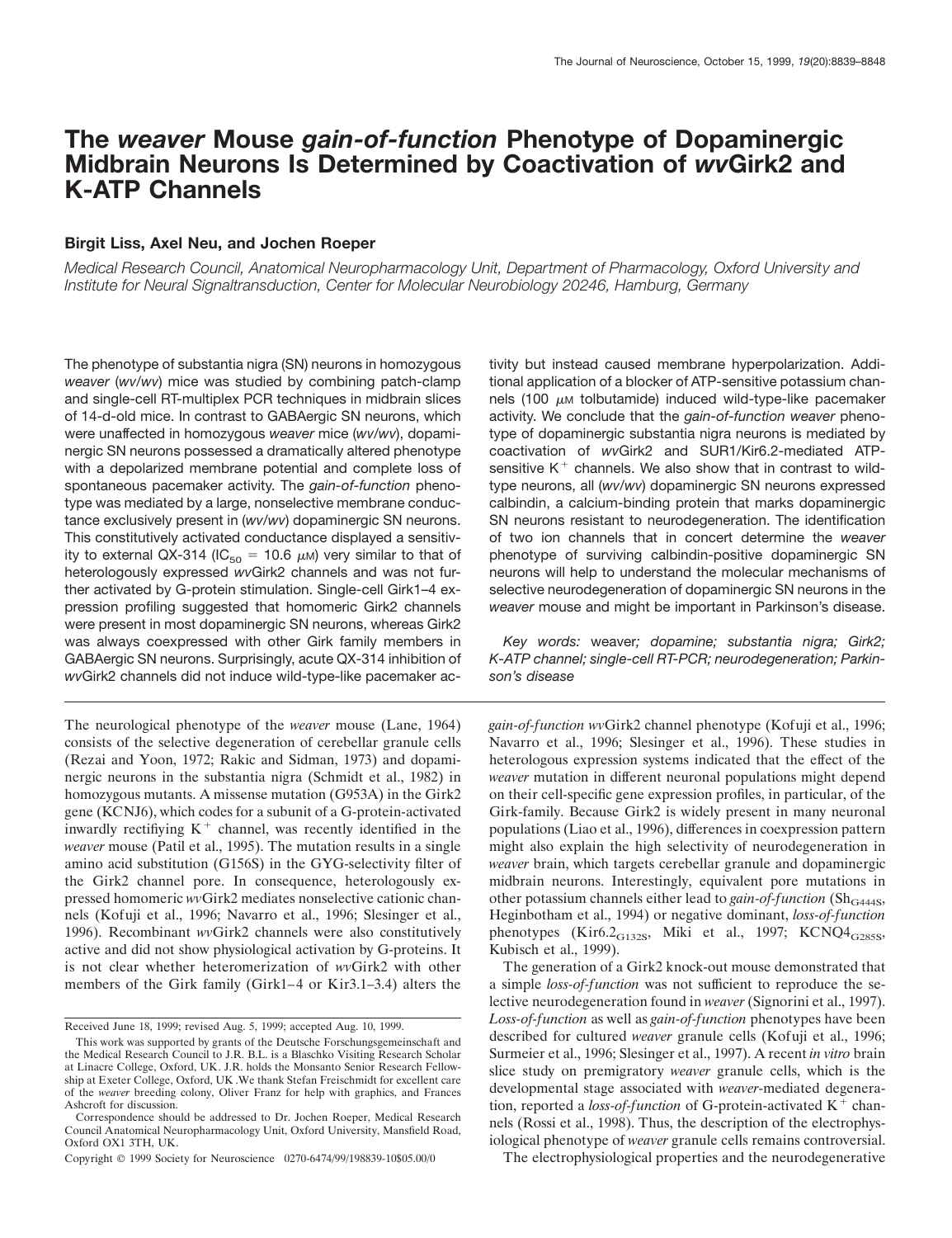# The *weaver* Mouse *gain-of-function* Phenotype of Dopaminergic Midbrain Neurons Is Determined by Coactivation of *wv*Girk2 and K-ATP Channels

**Birgit Liss, Axel Neu, and Jochen Roeper**

*Medical Research Council, Anatomical Neuropharmacology Unit, Department of Pharmacology, Oxford University and Institute for Neural Signaltransduction, Center for Molecular Neurobiology 20246, Hamburg, Germany*

The phenotype of substantia nigra (SN) neurons in homozygous *weaver* (*wv/wv*) mice was studied by combining patch-clamp and single-cell RT-multiplex PCR techniques in midbrain slices of 14-d-old mice. In contrast to GABAergic SN neurons, which were unaffected in homozygous *weaver* mice (*wv/wv*), dopaminergic SN neurons possessed a dramatically altered phenotype with a depolarized membrane potential and complete loss of spontaneous pacemaker activity. The *gain-of-function* phenotype was mediated by a large, nonselective membrane conductance exclusively present in (*wv/wv*) dopaminergic SN neurons. This constitutively activated conductance displayed a sensitivity to external QX-314 ($IC_{50}$ = 10.6 μM) very similar to that of heterologously expressed *wv*Girk2 channels and was not further activated by G-protein stimulation. Single-cell Girk1–4 expression profiling suggested that homomeric Girk2 channels were present in most dopaminergic SN neurons, whereas Girk2 was always coexpressed with other Girk family members in GABAergic SN neurons. Surprisingly, acute QX-314 inhibition of *wv*Girk2 channels did not induce wild-type-like pacemaker activity but instead caused membrane hyperpolarization. Additional application of a blocker of ATP-sensitive potassium channels (100 μM tolbutamide) induced wild-type-like pacemaker activity. We conclude that the *gain-of-function weaver* phenotype of dopaminergic substantia nigra neurons is mediated by coactivation of *wv*Girk2 and SUR1/Kir6.2-mediated ATP-sensitive $K^+$ channels. We also show that in contrast to wild-type neurons, all (*wv/wv*) dopaminergic SN neurons expressed calbindin, a calcium-binding protein that marks dopaminergic SN neurons resistant to neurodegeneration. The identification of two ion channels that in concert determine the *weaver* phenotype of surviving calbindin-positive dopaminergic SN neurons will help to understand the molecular mechanisms of selective neurodegeneration of dopaminergic SN neurons in the *weaver* mouse and might be important in Parkinson's disease.

*Key words:* weaver*; dopamine; substantia nigra; Girk2; K-ATP channel; single-cell RT-PCR; neurodegeneration; Parkinson's disease*

The neurological phenotype of the *weaver* mouse (Lane, 1964) consists of the selective degeneration of cerebellar granule cells (Rezai and Yoon, 1972; Rakic and Sidman, 1973) and dopaminergic neurons in the substantia nigra (Schmidt et al., 1982) in homozygous mutants. A missense mutation (G953A) in the Girk2 gene (KCNJ6), which codes for a subunit of a G-protein-activated inwardly rectifiying $K^+$ channel, was recently identified in the *weaver* mouse (Patil et al., 1995). The mutation results in a single amino acid substitution (G156S) in the GYG-selectivity filter of the Girk2 channel pore. In consequence, heterologously expressed homomeric *wv*Girk2 mediates nonselective cationic channels (Kofuji et al., 1996; Navarro et al., 1996; Slesinger et al., 1996). Recombinant *wv*Girk2 channels were also constitutively active and did not show physiological activation by G-proteins. It is not clear whether heteromerization of *wv*Girk2 with other members of the Girk family (Girk1–4 or Kir3.1–3.4) alters the *gain-of-function wv*Girk2 channel phenotype (Kofuji et al., 1996; Navarro et al., 1996; Slesinger et al., 1996). These studies in heterologous expression systems indicated that the effect of the *weaver* mutation in different neuronal populations might depend on their cell-specific gene expression profiles, in particular, of the Girk-family. Because Girk2 is widely present in many neuronal populations (Liao et al., 1996), differences in coexpression pattern might also explain the high selectivity of neurodegeneration in *weaver* brain, which targets cerebellar granule and dopaminergic midbrain neurons. Interestingly, equivalent pore mutations in other potassium channels either lead to *gain-of-function* ($Sh_{G444S}$, Heginbotham et al., 1994) or negative dominant, *loss-of-function* phenotypes ($Kir6.2_{G132S}$, Miki et al., 1997; $KCNQ4_{G285S}$, Kubisch et al., 1999).

The generation of a Girk2 knock-out mouse demonstrated that a simple *loss-of-function* was not sufficient to reproduce the selective neurodegeneration found in *weaver* (Signorini et al., 1997). *Loss-of-function* as well as *gain-of-function* phenotypes have been described for cultured *weaver* granule cells (Kofuji et al., 1996; Surmeier et al., 1996; Slesinger et al., 1997). A recent *in vitro* brain slice study on premigratory *weaver* granule cells, which is the developmental stage associated with *weaver*-mediated degeneration, reported a *loss-of-function* of G-protein-activated $K^+$ channels (Rossi et al., 1998). Thus, the description of the electrophysiological phenotype of *weaver* granule cells remains controversial.

The electrophysiological properties and the neurodegenerative

---

Received June 18, 1999; revised Aug. 5, 1999; accepted Aug. 10, 1999.

This work was supported by grants of the Deutsche Forschungsgemeinschaft and the Medical Research Council to J.R. B.L. is a Blaschko Visiting Research Scholar at Linacre College, Oxford, UK. J.R. holds the Monsanto Senior Research Fellowship at Exeter College, Oxford, UK .We thank Stefan Freischmidt for excellent care of the *weaver* breeding colony, Oliver Franz for help with graphics, and Frances Ashcroft for discussion.

Correspondence should be addressed to Dr. Jochen Roeper, Medical Research Council Anatomical Neuropharmacology Unit, Oxford University, Mansfield Road, Oxford OX1 3TH, UK.

Copyright © 1999 Society for Neuroscience 0270-6474/99/198839-10$05.00/0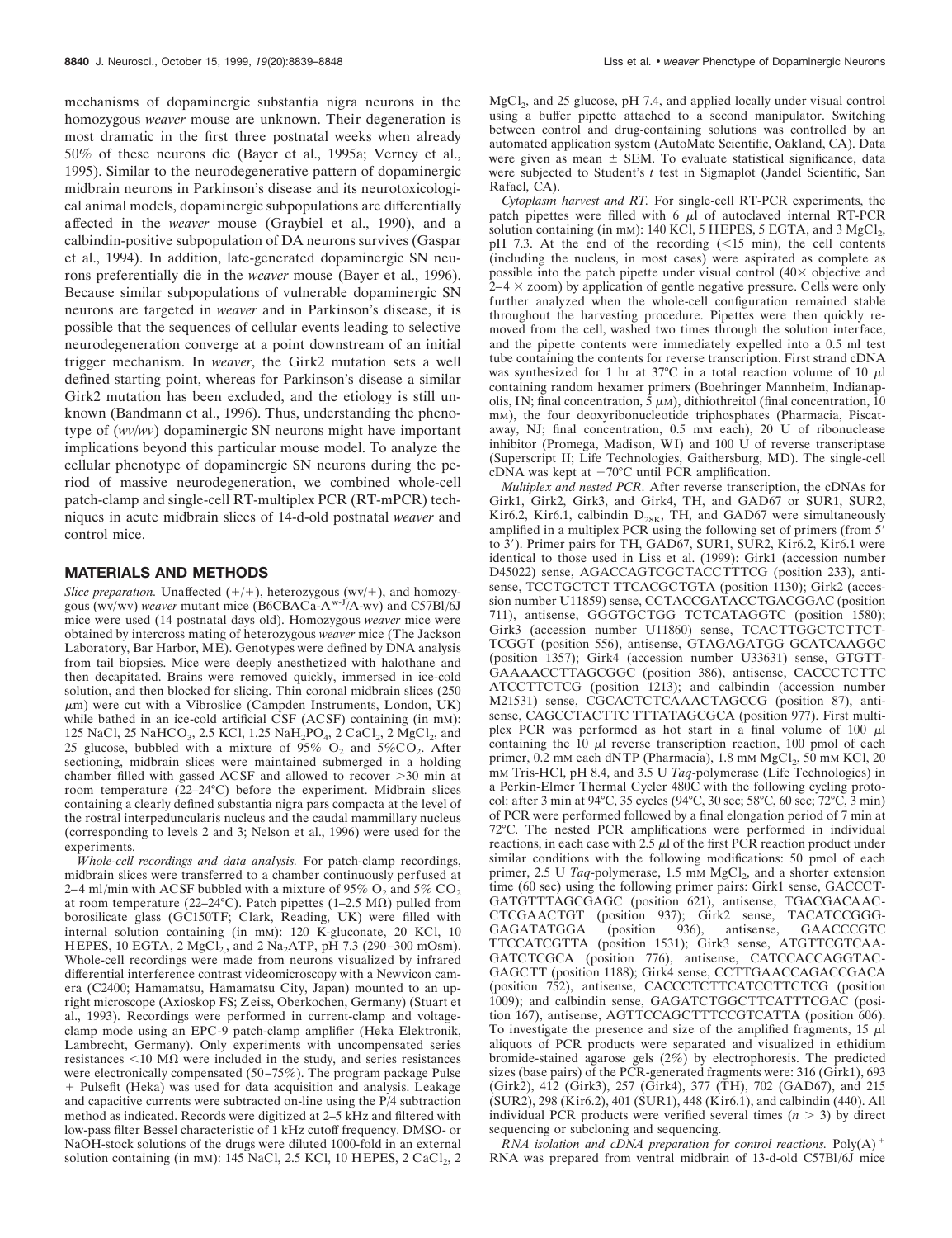mechanisms of dopaminergic substantia nigra neurons in the homozygous *weaver* mouse are unknown. Their degeneration is most dramatic in the first three postnatal weeks when already 50% of these neurons die (Bayer et al., 1995a; Verney et al., 1995). Similar to the neurodegenerative pattern of dopaminergic midbrain neurons in Parkinson's disease and its neurotoxicological animal models, dopaminergic subpopulations are differentially affected in the *weaver* mouse (Graybiel et al., 1990), and a calbindin-positive subpopulation of DA neurons survives (Gaspar et al., 1994). In addition, late-generated dopaminergic SN neurons preferentially die in the *weaver* mouse (Bayer et al., 1996). Because similar subpopulations of vulnerable dopaminergic SN neurons are targeted in *weaver* and in Parkinson's disease, it is possible that the sequences of cellular events leading to selective neurodegeneration converge at a point downstream of an initial trigger mechanism. In *weaver*, the Girk2 mutation sets a well defined starting point, whereas for Parkinson's disease a similar Girk2 mutation has been excluded, and the etiology is still unknown (Bandmann et al., 1996). Thus, understanding the phenotype of (*wv/wv*) dopaminergic SN neurons might have important implications beyond this particular mouse model. To analyze the cellular phenotype of dopaminergic SN neurons during the period of massive neurodegeneration, we combined whole-cell patch-clamp and single-cell RT-multiplex PCR (RT-mPCR) techniques in acute midbrain slices of 14-d-old postnatal *weaver* and control mice.

## MATERIALS AND METHODS

*Slice preparation.* Unaffected (+/+), heterozygous (wv/+), and homozygous (wv/wv) *weaver* mutant mice (B6CBACa-A$^{w-J}$/A-wv) and C57Bl/6J mice were used (14 postnatal days old). Homozygous *weaver* mice were obtained by intercross mating of heterozygous *weaver* mice (The Jackson Laboratory, Bar Harbor, ME). Genotypes were defined by DNA analysis from tail biopsies. Mice were deeply anesthetized with halothane and then decapitated. Brains were removed quickly, immersed in ice-cold solution, and then blocked for slicing. Thin coronal midbrain slices (250 μm) were cut with a Vibroslice (Campden Instruments, London, UK) while bathed in an ice-cold artificial CSF (ACSF) containing (in mM): 125 NaCl, 25 $NaHCO_3$, 2.5 KCl, 1.25 $NaH_2PO_4$, 2 $CaCl_2$, 2 $MgCl_2$, and 25 glucose, bubbled with a mixture of 95% $O_2$ and 5%$CO_2$. After sectioning, midbrain slices were maintained submerged in a holding chamber filled with gassed ACSF and allowed to recover >30 min at room temperature (22–24°C) before the experiment. Midbrain slices containing a clearly defined substantia nigra pars compacta at the level of the rostral interpeduncularis nucleus and the caudal mammillary nucleus (corresponding to levels 2 and 3; Nelson et al., 1996) were used for the experiments.

*Whole-cell recordings and data analysis.* For patch-clamp recordings, midbrain slices were transferred to a chamber continuously perfused at 2–4 ml/min with ACSF bubbled with a mixture of 95% $O_2$ and 5% $CO_2$ at room temperature (22–24°C). Patch pipettes (1–2.5 MΩ) pulled from borosilicate glass (GC150TF; Clark, Reading, UK) were filled with internal solution containing (in mM): 120 K-gluconate, 20 KCl, 10 HEPES, 10 EGTA, 2 $MgCl_2$, and 2 $Na_2ATP$, pH 7.3 (290–300 mOsm). Whole-cell recordings were made from neurons visualized by infrared differential interference contrast videomicroscopy with a Newvicon camera (C2400; Hamamatsu, Hamamatsu City, Japan) mounted to an upright microscope (Axioskop FS; Zeiss, Oberkochen, Germany) (Stuart et al., 1993). Recordings were performed in current-clamp and voltage-clamp mode using an EPC-9 patch-clamp amplifier (Heka Elektronik, Lambrecht, Germany). Only experiments with uncompensated series resistances <10 MΩ were included in the study, and series resistances were electronically compensated (50–75%). The program package Pulse + Pulsefit (Heka) was used for data acquisition and analysis. Leakage and capacitive currents were subtracted on-line using the P/4 subtraction method as indicated. Records were digitized at 2–5 kHz and filtered with low-pass filter Bessel characteristic of 1 kHz cutoff frequency. DMSO- or NaOH-stock solutions of the drugs were diluted 1000-fold in an external solution containing (in mM): 145 NaCl, 2.5 KCl, 10 HEPES, 2 $CaCl_2$, 2 $MgCl_2$, and 25 glucose, pH 7.4, and applied locally under visual control using a buffer pipette attached to a second manipulator. Switching between control and drug-containing solutions was controlled by an automated application system (AutoMate Scientific, Oakland, CA). Data were given as mean ± SEM. To evaluate statistical significance, data were subjected to Student's *t* test in Sigmaplot (Jandel Scientific, San Rafael, CA).

*Cytoplasm harvest and RT.* For single-cell RT-PCR experiments, the patch pipettes were filled with 6 μl of autoclaved internal RT-PCR solution containing (in mM): 140 KCl, 5 HEPES, 5 EGTA, and 3 $MgCl_2$, pH 7.3. At the end of the recording (<15 min), the cell contents (including the nucleus, in most cases) were aspirated as complete as possible into the patch pipette under visual control (40× objective and 2–4 × zoom) by application of gentle negative pressure. Cells were only further analyzed when the whole-cell configuration remained stable throughout the harvesting procedure. Pipettes were then quickly removed from the cell, washed two times through the solution interface, and the pipette contents were immediately expelled into a 0.5 ml test tube containing the contents for reverse transcription. First strand cDNA was synthesized for 1 hr at 37°C in a total reaction volume of 10 μl containing random hexamer primers (Boehringer Mannheim, Indianapolis, IN; final concentration, 5 μM), dithiothreitol (final concentration, 10 mM), the four deoxyribonucleotide triphosphates (Pharmacia, Piscataway, NJ; final concentration, 0.5 mM each), 20 U of ribonuclease inhibitor (Promega, Madison, WI) and 100 U of reverse transcriptase (Superscript II; Life Technologies, Gaithersburg, MD). The single-cell cDNA was kept at −70°C until PCR amplification.

*Multiplex and nested PCR.* After reverse transcription, the cDNAs for Girk1, Girk2, Girk3, and Girk4, TH, and GAD67 or SUR1, SUR2, Kir6.2, Kir6.1, calbindin $D_{28K}$, TH, and GAD67 were simultaneously amplified in a multiplex PCR using the following set of primers (from 5′ to 3′). Primer pairs for TH, GAD67, SUR1, SUR2, Kir6.2, Kir6.1 were identical to those used in Liss et al. (1999): Girk1 (accession number D45022) sense, AGACCAGTCGCTACCTTTCG (position 233), antisense, TCCTGCTCT TTCACGCTGTA (position 1130); Girk2 (accession number U11859) sense, CCTACCGATACCTGACGGAC (position 711), antisense, GGGTGCTGG TCTCATAGGTC (position 1580); Girk3 (accession number U11860) sense, TCACTTGGCTCTTCT-TCGGT (position 556), antisense, GTAGAGATGG GCATCAAGGC (position 1357); Girk4 (accession number U33631) sense, GTGTT-GAAAACCTTAGCGGC (position 386), antisense, CACCCTCTTC ATCCTTCTCG (position 1213); and calbindin (accession number M21531) sense, CGCACTCTCAAACTAGCCG (position 87), antisense, CAGCCTACTTC TTTATAGCGCA (position 977). First multiplex PCR was performed as hot start in a final volume of 100 μl containing the 10 μl reverse transcription reaction, 100 pmol of each primer, 0.2 mM each dNTP (Pharmacia), 1.8 mM $MgCl_2$, 50 mM KCl, 20 mM Tris-HCl, pH 8.4, and 3.5 U *Taq*-polymerase (Life Technologies) in a Perkin-Elmer Thermal Cycler 480C with the following cycling protocol: after 3 min at 94°C, 35 cycles (94°C, 30 sec; 58°C, 60 sec; 72°C, 3 min) of PCR were performed followed by a final elongation period of 7 min at 72°C. The nested PCR amplifications were performed in individual reactions, in each case with 2.5 μl of the first PCR reaction product under similar conditions with the following modifications: 50 pmol of each primer, 2.5 U *Taq*-polymerase, 1.5 mM $MgCl_2$, and a shorter extension time (60 sec) using the following primer pairs: Girk1 sense, GACCCT-GATGTTTAGCGAGC (position 621), antisense, TGACGACAAC-CTCGAACTGT (position 937); Girk2 sense, TACATCCGGG-GAGATATGGA (position 936), antisense, GAACCCGTC TTCCATCGTTA (position 1531); Girk3 sense, ATGTTCGTCAA-GATCTCGCA (position 776), antisense, CATCCACCAGGTAC-GAGCTT (position 1188); Girk4 sense, CCTTGAACCAGACCGACA (position 752), antisense, CACCCTCTTCATCCTTCTCG (position 1009); and calbindin sense, GAGATCTGGCTTCATTTCGAC (position 167), antisense, AGTTCCAGCTTTCCGTCATTA (position 606). To investigate the presence and size of the amplified fragments, 15 μl aliquots of PCR products were separated and visualized in ethidium bromide-stained agarose gels (2%) by electrophoresis. The predicted sizes (base pairs) of the PCR-generated fragments were: 316 (Girk1), 693 (Girk2), 412 (Girk3), 257 (Girk4), 377 (TH), 702 (GAD67), and 215 (SUR2), 298 (Kir6.2), 401 (SUR1), 448 (Kir6.1), and calbindin (440). All individual PCR products were verified several times ($n > 3$) by direct sequencing or subcloning and sequencing.

*RNA isolation and cDNA preparation for control reactions.* Poly(A)$^+$ RNA was prepared from ventral midbrain of 13-d-old C57Bl/6J mice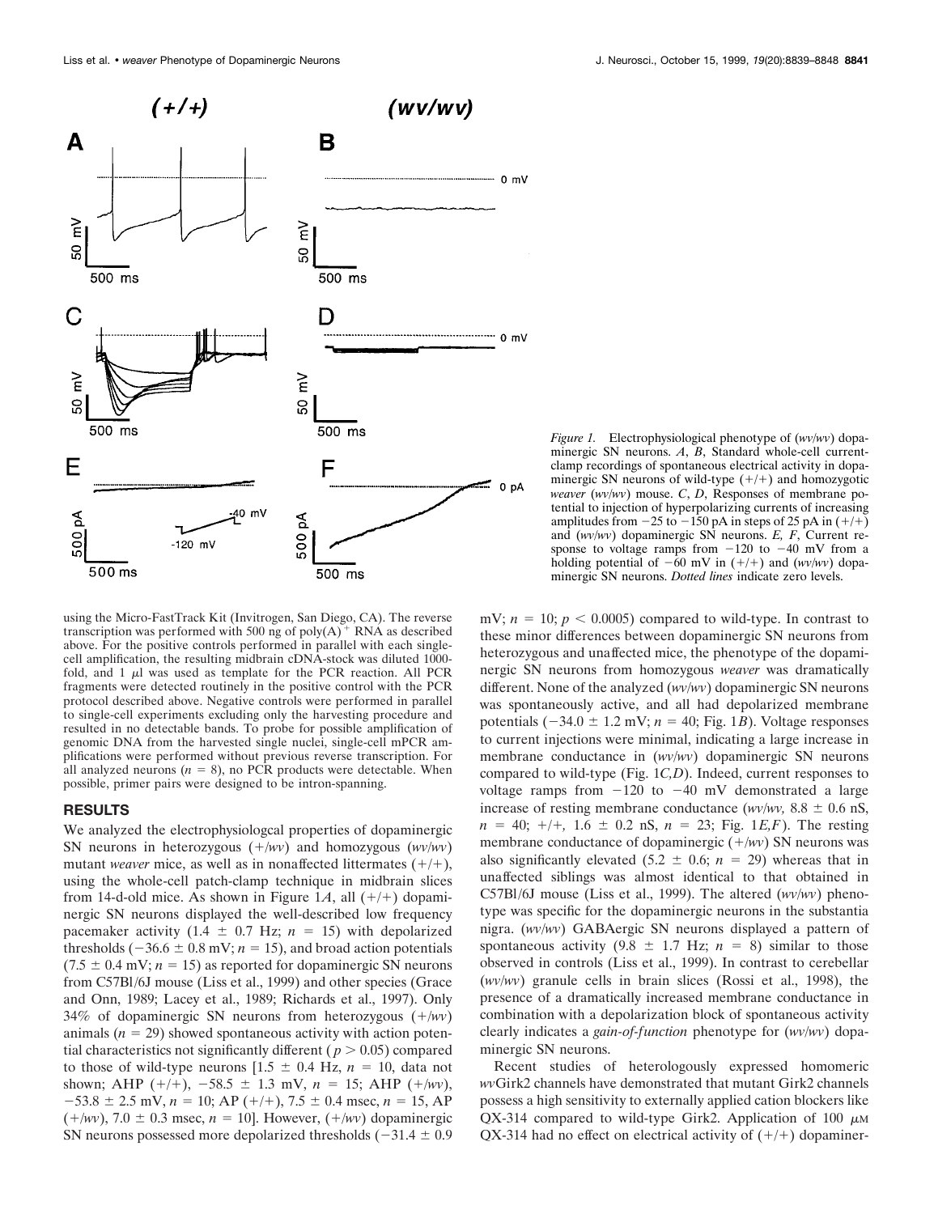*Figure 1.* Electrophysiological phenotype of (*wv/wv*) dopaminergic SN neurons. *A*, *B*, Standard whole-cell current-clamp recordings of spontaneous electrical activity in dopaminergic SN neurons of wild-type (+/+) and homozygotic *weaver* (*wv/wv*) mouse. *C*, *D*, Responses of membrane potential to injection of hyperpolarizing currents of increasing amplitudes from −25 to −150 pA in steps of 25 pA in (+/+) and (*wv/wv*) dopaminergic SN neurons. *E, F*, Current response to voltage ramps from −120 to −40 mV from a holding potential of −60 mV in (+/+) and (*wv/wv*) dopaminergic SN neurons. *Dotted lines* indicate zero levels.

using the Micro-FastTrack Kit (Invitrogen, San Diego, CA). The reverse transcription was performed with 500 ng of poly(A)$^+$ RNA as described above. For the positive controls performed in parallel with each single-cell amplification, the resulting midbrain cDNA-stock was diluted 1000-fold, and 1 μl was used as template for the PCR reaction. All PCR fragments were detected routinely in the positive control with the PCR protocol described above. Negative controls were performed in parallel to single-cell experiments excluding only the harvesting procedure and resulted in no detectable bands. To probe for possible amplification of genomic DNA from the harvested single nuclei, single-cell mPCR amplifications were performed without previous reverse transcription. For all analyzed neurons ($n = 8$), no PCR products were detectable. When possible, primer pairs were designed to be intron-spanning.

## RESULTS

We analyzed the electrophysiologcal properties of dopaminergic SN neurons in heterozygous (+/*wv*) and homozygous (*wv/wv*) mutant *weaver* mice, as well as in nonaffected littermates (+/+), using the whole-cell patch-clamp technique in midbrain slices from 14-d-old mice. As shown in Figure 1*A*, all (+/+) dopaminergic SN neurons displayed the well-described low frequency pacemaker activity (1.4 ± 0.7 Hz; $n = 15$) with depolarized thresholds (−36.6 ± 0.8 mV; $n = 15$), and broad action potentials (7.5 ± 0.4 mV; $n = 15$) as reported for dopaminergic SN neurons from C57Bl/6J mouse (Liss et al., 1999) and other species (Grace and Onn, 1989; Lacey et al., 1989; Richards et al., 1997). Only 34% of dopaminergic SN neurons from heterozygous (+/*wv*) animals ($n = 29$) showed spontaneous activity with action potential characteristics not significantly different ($p > 0.05$) compared to those of wild-type neurons [1.5 ± 0.4 Hz, $n = 10$, data not shown; AHP (+/+), −58.5 ± 1.3 mV, $n = 15$; AHP (+/*wv*), −53.8 ± 2.5 mV, $n = 10$; AP (+/+), 7.5 ± 0.4 msec, $n = 15$, AP (+/*wv*), 7.0 ± 0.3 msec, $n = 10$]. However, (+/*wv*) dopaminergic SN neurons possessed more depolarized thresholds (−31.4 ± 0.9 mV; $n = 10$; $p < 0.0005$) compared to wild-type. In contrast to these minor differences between dopaminergic SN neurons from heterozygous and unaffected mice, the phenotype of the dopaminergic SN neurons from homozygous *weaver* was dramatically different. None of the analyzed (*wv/wv*) dopaminergic SN neurons was spontaneously active, and all had depolarized membrane potentials (−34.0 ± 1.2 mV; $n = 40$; Fig. 1*B*). Voltage responses to current injections were minimal, indicating a large increase in membrane conductance in (*wv/wv*) dopaminergic SN neurons compared to wild-type (Fig. 1*C,D*). Indeed, current responses to voltage ramps from −120 to −40 mV demonstrated a large increase of resting membrane conductance (*wv/wv,* 8.8 ± 0.6 nS, $n = 40$; +/+, 1.6 ± 0.2 nS, $n = 23$; Fig. 1*E,F*). The resting membrane conductance of dopaminergic (+/*wv*) SN neurons was also significantly elevated (5.2 ± 0.6; $n = 29$) whereas that in unaffected siblings was almost identical to that obtained in C57Bl/6J mouse (Liss et al., 1999). The altered (*wv/wv*) phenotype was specific for the dopaminergic neurons in the substantia nigra. (*wv/wv*) GABAergic SN neurons displayed a pattern of spontaneous activity (9.8 ± 1.7 Hz; $n = 8$) similar to those observed in controls (Liss et al., 1999). In contrast to cerebellar (*wv/wv*) granule cells in brain slices (Rossi et al., 1998), the presence of a dramatically increased membrane conductance in combination with a depolarization block of spontaneous activity clearly indicates a *gain-of-function* phenotype for (*wv/wv*) dopaminergic SN neurons.

Recent studies of heterologously expressed homomeric *wv*Girk2 channels have demonstrated that mutant Girk2 channels possess a high sensitivity to externally applied cation blockers like QX-314 compared to wild-type Girk2. Application of 100 μM QX-314 had no effect on electrical activity of (+/+) dopaminer-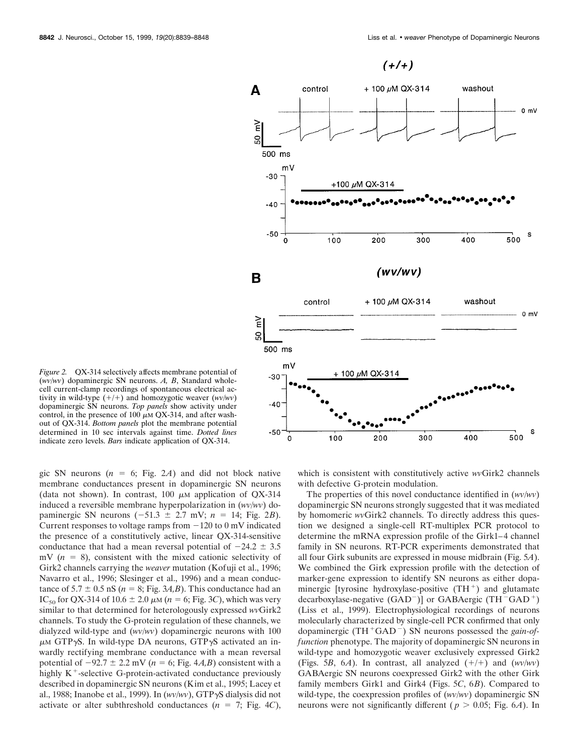*Figure 2.* QX-314 selectively affects membrane potential of (*wv/wv*) dopaminergic SN neurons. *A, B*, Standard whole-cell current-clamp recordings of spontaneous electrical activity in wild-type (+/+) and homozygotic weaver (*wv/wv*) dopaminergic SN neurons. *Top panels* show activity under control, in the presence of 100 μM QX-314, and after washout of QX-314. *Bottom panels* plot the membrane potential determined in 10 sec intervals against time. *Dotted lines* indicate zero levels. *Bars* indicate application of QX-314.

gic SN neurons ($n = 6$; Fig. 2*A*) and did not block native membrane conductances present in dopaminergic SN neurons (data not shown). In contrast, 100 μM application of QX-314 induced a reversible membrane hyperpolarization in (*wv/wv*) dopaminergic SN neurons (−51.3 ± 2.7 mV; $n = 14$; Fig. 2*B*). Current responses to voltage ramps from −120 to 0 mV indicated the presence of a constitutively active, linear QX-314-sensitive conductance that had a mean reversal potential of −24.2 ± 3.5 mV ($n = 8$), consistent with the mixed cationic selectivity of Girk2 channels carrying the *weaver* mutation (Kofuji et al., 1996; Navarro et al., 1996; Slesinger et al., 1996) and a mean conductance of 5.7 ± 0.5 nS ($n = 8$; Fig. 3*A,B*). This conductance had an $IC_{50}$ for QX-314 of 10.6 ± 2.0 μM ($n = 6$; Fig. 3*C*), which was very similar to that determined for heterologously expressed *wv*Girk2 channels. To study the G-protein regulation of these channels, we dialyzed wild-type and (*wv/wv*) dopaminergic neurons with 100 μM GTPγS. In wild-type DA neurons, GTPγS activated an inwardly rectifying membrane conductance with a mean reversal potential of −92.7 ± 2.2 mV ($n = 6$; Fig. 4*A,B*) consistent with a highly $K^+$-selective G-protein-activated conductance previously described in dopaminergic SN neurons (Kim et al., 1995; Lacey et al., 1988; Inanobe et al., 1999). In (*wv/wv*), GTPγS dialysis did not activate or alter subthreshold conductances ($n = 7$; Fig. 4*C*), which is consistent with constitutively active *wv*Girk2 channels with defective G-protein modulation.

The properties of this novel conductance identified in (*wv/wv*) dopaminergic SN neurons strongly suggested that it was mediated by homomeric *wv*Girk2 channels. To directly address this question we designed a single-cell RT-multiplex PCR protocol to determine the mRNA expression profile of the Girk1–4 channel family in SN neurons. RT-PCR experiments demonstrated that all four Girk subunits are expressed in mouse midbrain (Fig. 5*A*). We combined the Girk expression profile with the detection of marker-gene expression to identify SN neurons as either dopaminergic [tyrosine hydroxylase-positive ($TH^+$) and glutamate decarboxylase-negative ($GAD^-$)] or GABAergic ($TH^-GAD^+$) (Liss et al., 1999). Electrophysiological recordings of neurons molecularly characterized by single-cell PCR confirmed that only dopaminergic ($TH^+GAD^-$) SN neurons possessed the *gain-of-function* phenotype. The majority of dopaminergic SN neurons in wild-type and homozygotic weaver exclusively expressed Girk2 (Figs. 5*B*, 6*A*). In contrast, all analyzed (+/+) and (*wv/wv*) GABAergic SN neurons coexpressed Girk2 with the other Girk family members Girk1 and Girk4 (Figs. 5*C*, 6*B*). Compared to wild-type, the coexpression profiles of (*wv/wv*) dopaminergic SN neurons were not significantly different ($p > 0.05$; Fig. 6*A*). In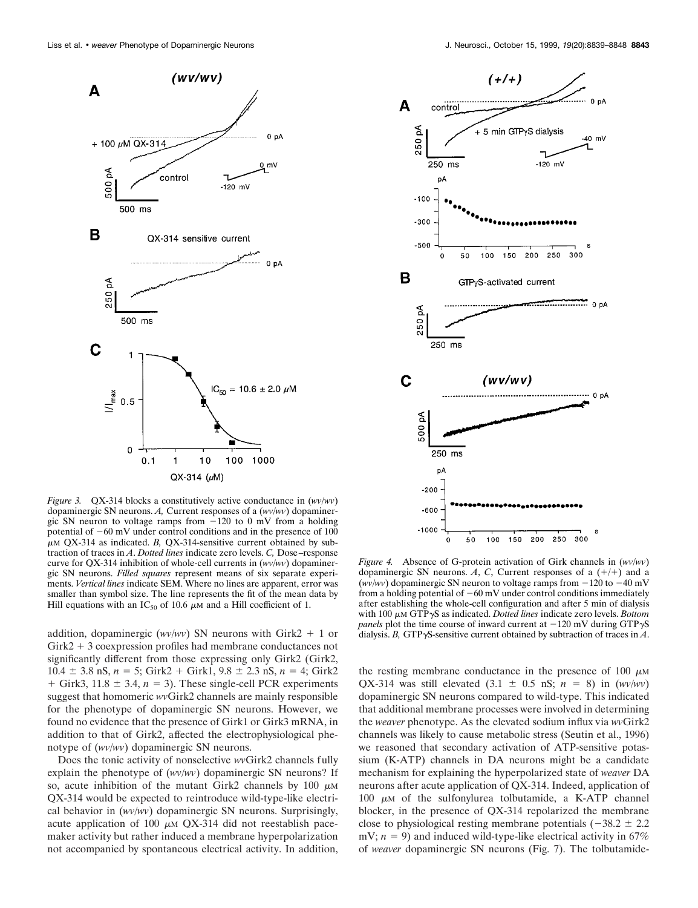*Figure 3.* QX-314 blocks a constitutively active conductance in (*wv/wv*) dopaminergic SN neurons. *A,* Current responses of a (*wv/wv*) dopaminergic SN neuron to voltage ramps from −120 to 0 mV from a holding potential of −60 mV under control conditions and in the presence of 100 μM QX-314 as indicated. *B,* QX-314-sensitive current obtained by subtraction of traces in *A*. *Dotted lines* indicate zero levels. *C,* Dose–response curve for QX-314 inhibition of whole-cell currents in (*wv/wv*) dopaminergic SN neurons. *Filled squares* represent means of six separate experiments. *Vertical lines* indicate SEM. Where no lines are apparent, error was smaller than symbol size. The line represents the fit of the mean data by Hill equations with an $IC_{50}$ of 10.6 μM and a Hill coefficient of 1.

*Figure 4.* Absence of G-protein activation of Girk channels in (*wv/wv*) dopaminergic SN neurons. *A*, *C*, Current responses of a (+/+) and a (*wv/wv*) dopaminergic SN neuron to voltage ramps from −120 to −40 mV from a holding potential of −60 mV under control conditions immediately after establishing the whole-cell configuration and after 5 min of dialysis with 100 μM GTPγS as indicated. *Dotted lines* indicate zero levels. *Bottom panels* plot the time course of inward current at −120 mV during GTPγS dialysis. *B,* GTPγS-sensitive current obtained by subtraction of traces in *A*.

addition, dopaminergic (*wv/wv*) SN neurons with Girk2 + 1 or Girk2 + 3 coexpression profiles had membrane conductances not significantly different from those expressing only Girk2 (Girk2, 10.4 ± 3.8 nS, $n = 5$; Girk2 + Girk1, 9.8 ± 2.3 nS, $n = 4$; Girk2 + Girk3, 11.8 ± 3.4, $n = 3$). These single-cell PCR experiments suggest that homomeric *wv*Girk2 channels are mainly responsible for the phenotype of dopaminergic SN neurons. However, we found no evidence that the presence of Girk1 or Girk3 mRNA, in addition to that of Girk2, affected the electrophysiological phenotype of (*wv/wv*) dopaminergic SN neurons.

Does the tonic activity of nonselective *wv*Girk2 channels fully explain the phenotype of (*wv/wv*) dopaminergic SN neurons? If so, acute inhibition of the mutant Girk2 channels by 100 μM QX-314 would be expected to reintroduce wild-type-like electrical behavior in (*wv/wv*) dopaminergic SN neurons. Surprisingly, acute application of 100 μM QX-314 did not reestablish pacemaker activity but rather induced a membrane hyperpolarization not accompanied by spontaneous electrical activity. In addition, the resting membrane conductance in the presence of 100 μM QX-314 was still elevated (3.1 ± 0.5 nS; $n = 8$) in (*wv/wv*) dopaminergic SN neurons compared to wild-type. This indicated that additional membrane processes were involved in determining the *weaver* phenotype. As the elevated sodium influx via *wv*Girk2 channels was likely to cause metabolic stress (Seutin et al., 1996) we reasoned that secondary activation of ATP-sensitive potassium (K-ATP) channels in DA neurons might be a candidate mechanism for explaining the hyperpolarized state of *weaver* DA neurons after acute application of QX-314. Indeed, application of 100 μM of the sulfonylurea tolbutamide, a K-ATP channel blocker, in the presence of QX-314 repolarized the membrane close to physiological resting membrane potentials (−38.2 ± 2.2 mV; $n = 9$) and induced wild-type-like electrical activity in 67% of *weaver* dopaminergic SN neurons (Fig. 7). The tolbutamide-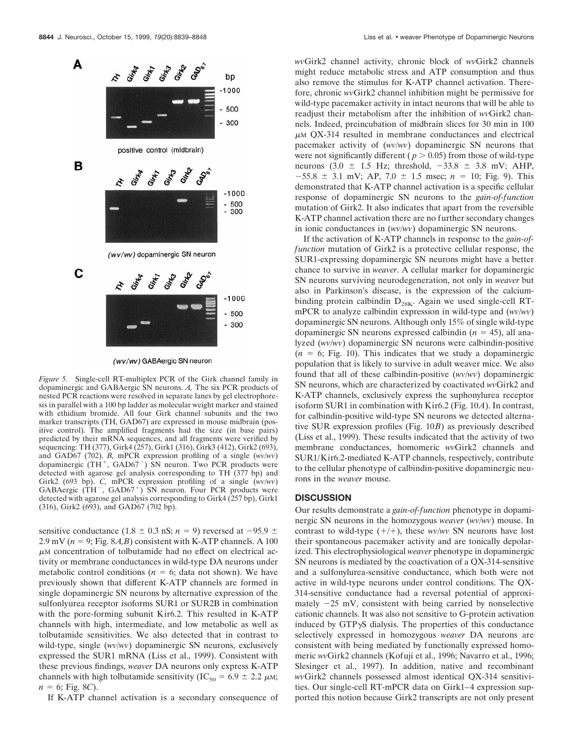*Figure 5.* Single-cell RT-multiplex PCR of the Girk channel family in dopaminergic and GABAergic SN neurons. *A,* The six PCR products of nested PCR reactions were resolved in separate lanes by gel electrophoresis in parallel with a 100 bp ladder as molecular weight marker and stained with ethidium bromide. All four Girk channel subunits and the two marker transcripts (TH, GAD67) are expressed in mouse midbrain (positive control). The amplified fragments had the size (in base pairs) predicted by their mRNA sequences, and all fragments were verified by sequencing: TH (377), Girk4 (257), Girk1 (316), Girk3 (412), Girk2 (693), and GAD67 (702). *B,* mPCR expression profiling of a single (*wv/wv*) dopaminergic ($TH^+$, $GAD67^-$) SN neuron. Two PCR products were detected with agarose gel analysis corresponding to TH (377 bp) and Girk2 (693 bp). *C,* mPCR expression profiling of a single (*wv/wv*) GABAergic ($TH^-$, $GAD67^+$) SN neuron. Four PCR products were detected with agarose gel analysis corresponding to Girk4 (257 bp), Girk1 (316), Girk2 (693), and GAD67 (702 bp).

sensitive conductance ($1.8 \pm 0.3$ nS; $n = 9$) reversed at $-95.9 \pm 2.9$ mV ($n = 9$; Fig. 8*A,B*) consistent with K-ATP channels. A 100 μM concentration of tolbutamide had no effect on electrical activity or membrane conductances in wild-type DA neurons under metabolic control conditions ($n = 6$; data not shown). We have previously shown that different K-ATP channels are formed in single dopaminergic SN neurons by alternative expression of the sulfonlyurea receptor isoforms SUR1 or SUR2B in combination with the pore-forming subunit Kir6.2. This resulted in K-ATP channels with high, intermediate, and low metabolic as well as tolbutamide sensitivities. We also detected that in contrast to wild-type, single (*wv/wv*) dopaminergic SN neurons, exclusively expressed the SUR1 mRNA (Liss et al., 1999). Consistent with these previous findings, *weaver* DA neurons only express K-ATP channels with high tolbutamide sensitivity ($IC_{50} = 6.9 \pm 2.2$ μM; $n = 6$; Fig. 8*C*).

If K-ATP channel activation is a secondary consequence of *wv*Girk2 channel activity, chronic block of *wv*Girk2 channels might reduce metabolic stress and ATP consumption and thus also remove the stimulus for K-ATP channel activation. Therefore, chronic *wv*Girk2 channel inhibition might be permissive for wild-type pacemaker activity in intact neurons that will be able to readjust their metabolism after the inhibition of *wv*Girk2 channels. Indeed, preincubation of midbrain slices for 30 min in 100 μM QX-314 resulted in membrane conductances and electrical pacemaker activity of (*wv/wv*) dopaminergic SN neurons that were not significantly different ($p > 0.05$) from those of wild-type neurons ($3.0 \pm 1.5$ Hz; threshold, $-33.8 \pm 3.8$ mV; AHP, $-55.8 \pm 3.1$ mV; AP, $7.0 \pm 1.5$ msec; $n = 10$; Fig. 9). This demonstrated that K-ATP channel activation is a specific cellular response of dopaminergic SN neurons to the *gain-of-function* mutation of Girk2. It also indicates that apart from the reversible K-ATP channel activation there are no further secondary changes in ionic conductances in (*wv/wv*) dopaminergic SN neurons.

If the activation of K-ATP channels in response to the *gain-of-function* mutation of Girk2 is a protective cellular response, the SUR1-expressing dopaminergic SN neurons might have a better chance to survive in *weaver*. A cellular marker for dopaminergic SN neurons surviving neurodegeneration, not only in *weaver* but also in Parkinson's disease, is the expression of the calcium-binding protein calbindin $D_{28K}$. Again we used single-cell RT-mPCR to analyze calbindin expression in wild-type and (*wv/wv*) dopaminergic SN neurons. Although only 15% of single wild-type dopaminergic SN neurons expressed calbindin ($n = 45$), all analyzed (*wv/wv*) dopaminergic SN neurons were calbindin-positive ($n = 6$; Fig. 10). This indicates that we study a dopaminergic population that is likely to survive in adult weaver mice. We also found that all of these calbindin-positive (*wv/wv*) dopaminergic SN neurons, which are characterized by coactivated *wv*Girk2 and K-ATP channels, exclusively express the suphonylurea receptor isoform SUR1 in combination with Kir6.2 (Fig. 10*A*). In contrast, for calbindin-positive wild-type SN neurons we detected alternative SUR expression profiles (Fig. 10*B*) as previously described (Liss et al., 1999). These results indicated that the activity of two membrane conductances, homomeric *wv*Girk2 channels and SUR1/Kir6.2-mediated K-ATP channels, respectively, contribute to the cellular phenotype of calbindin-positive dopaminergic neurons in the *weaver* mouse.

## DISCUSSION

Our results demonstrate a *gain-of-function* phenotype in dopaminergic SN neurons in the homozygous *weaver* (*wv/wv*) mouse. In contrast to wild-type (+/+), these *wv/wv* SN neurons have lost their spontaneous pacemaker activity and are tonically depolarized. This electrophysiological *weaver* phenotype in dopaminergic SN neurons is mediated by the coactivation of a QX-314-sensitive and a sulfonylurea-sensitive conductance, which both were not active in wild-type neurons under control conditions. The QX-314-sensitive conductance had a reversal potential of approximately −25 mV, consistent with being carried by nonselective cationic channels. It was also not sensitive to G-protein activation induced by GTPγS dialysis. The properties of this conductance selectively expressed in homozygous *weaver* DA neurons are consistent with being mediated by functionally expressed homomeric *wv*Girk2 channels (Kofuji et al., 1996; Navarro et al., 1996; Slesinger et al., 1997). In addition, native and recombinant *wv*Girk2 channels possessed almost identical QX-314 sensitivities. Our single-cell RT-mPCR data on Girk1–4 expression supported this notion because Girk2 transcripts are not only present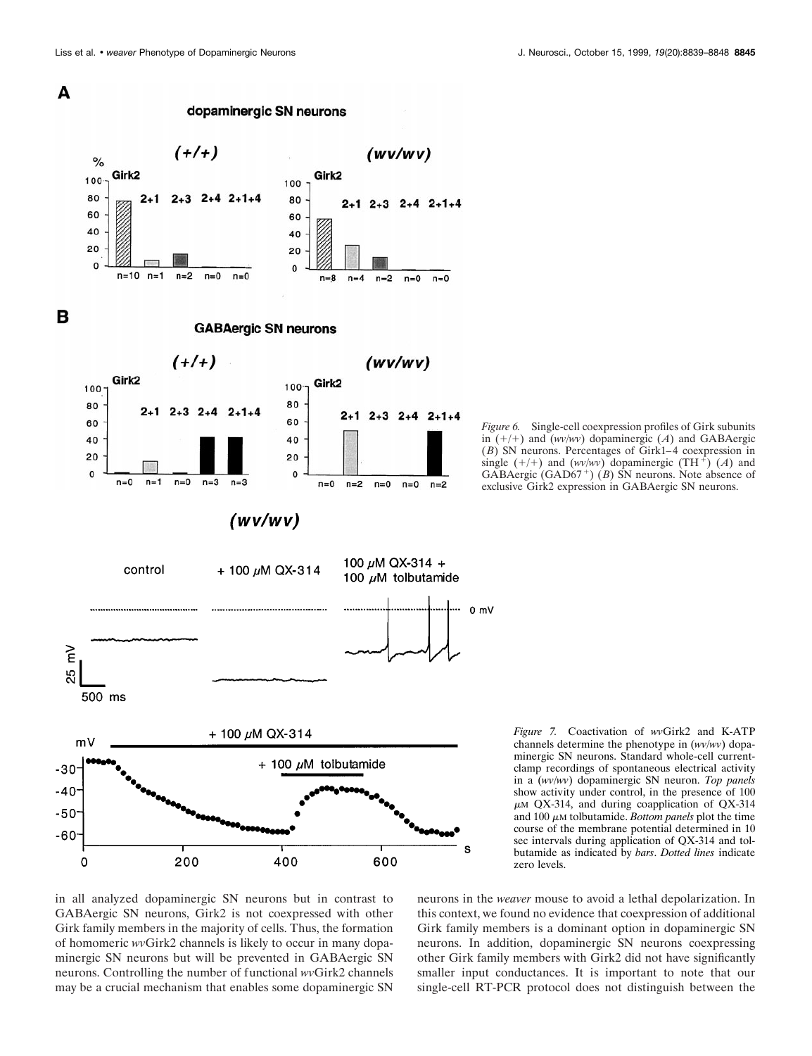*Figure 6.* Single-cell coexpression profiles of Girk subunits in (+/+) and (*wv*/*wv*) dopaminergic (*A*) and GABAergic (*B*) SN neurons. Percentages of Girk1–4 coexpression in single (+/+) and (*wv*/*wv*) dopaminergic ($TH^+$) (*A*) and GABAergic ($GAD67^+$) (*B*) SN neurons. Note absence of exclusive Girk2 expression in GABAergic SN neurons.

*Figure 7.* Coactivation of *wv*Girk2 and K-ATP channels determine the phenotype in (*wv*/*wv*) dopaminergic SN neurons. Standard whole-cell current-clamp recordings of spontaneous electrical activity in a (*wv*/*wv*) dopaminergic SN neuron. *Top panels* show activity under control, in the presence of 100 μM QX-314, and during coapplication of QX-314 and 100 μM tolbutamide. *Bottom panels* plot the time course of the membrane potential determined in 10 sec intervals during application of QX-314 and tolbutamide as indicated by *bars*. *Dotted lines* indicate zero levels.

in all analyzed dopaminergic SN neurons but in contrast to GABAergic SN neurons, Girk2 is not coexpressed with other Girk family members in the majority of cells. Thus, the formation of homomeric *wv*Girk2 channels is likely to occur in many dopaminergic SN neurons but will be prevented in GABAergic SN neurons. Controlling the number of functional *wv*Girk2 channels may be a crucial mechanism that enables some dopaminergic SN neurons in the *weaver* mouse to avoid a lethal depolarization. In this context, we found no evidence that coexpression of additional Girk family members is a dominant option in dopaminergic SN neurons. In addition, dopaminergic SN neurons coexpressing other Girk family members with Girk2 did not have significantly smaller input conductances. It is important to note that our single-cell RT-PCR protocol does not distinguish between the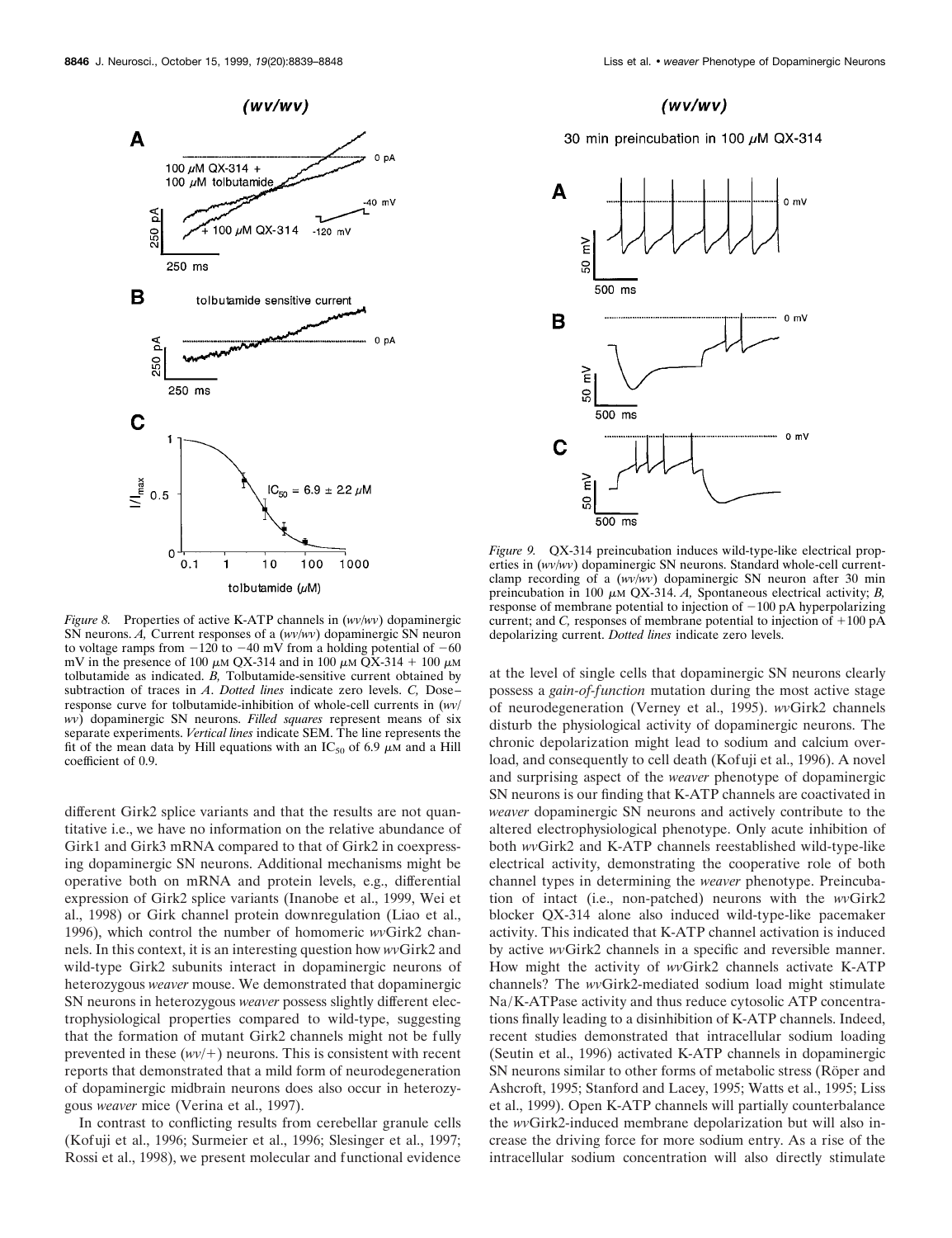*Figure 8.* Properties of active K-ATP channels in (*wv*/*wv*) dopaminergic SN neurons. *A,* Current responses of a (*wv*/*wv*) dopaminergic SN neuron to voltage ramps from −120 to −40 mV from a holding potential of −60 mV in the presence of 100 μM QX-314 and in 100 μM QX-314 + 100 μM tolbutamide as indicated. *B,* Tolbutamide-sensitive current obtained by subtraction of traces in *A*. *Dotted lines* indicate zero levels. *C,* Dose–response curve for tolbutamide-inhibition of whole-cell currents in (*wv*/*wv*) dopaminergic SN neurons. *Filled squares* represent means of six separate experiments. *Vertical lines* indicate SEM. The line represents the fit of the mean data by Hill equations with an $IC_{50}$ of 6.9 μM and a Hill coefficient of 0.9.

*Figure 9.* QX-314 preincubation induces wild-type-like electrical properties in (*wv*/*wv*) dopaminergic SN neurons. Standard whole-cell current-clamp recording of a (*wv*/*wv*) dopaminergic SN neuron after 30 min preincubation in 100 μM QX-314. *A,* Spontaneous electrical activity; *B,* response of membrane potential to injection of −100 pA hyperpolarizing current; and *C,* responses of membrane potential to injection of +100 pA depolarizing current. *Dotted lines* indicate zero levels.

different Girk2 splice variants and that the results are not quantitative i.e., we have no information on the relative abundance of Girk1 and Girk3 mRNA compared to that of Girk2 in coexpressing dopaminergic SN neurons. Additional mechanisms might be operative both on mRNA and protein levels, e.g., differential expression of Girk2 splice variants (Inanobe et al., 1999, Wei et al., 1998) or Girk channel protein downregulation (Liao et al., 1996), which control the number of homomeric *wv*Girk2 channels. In this context, it is an interesting question how *wv*Girk2 and wild-type Girk2 subunits interact in dopaminergic neurons of heterozygous *weaver* mouse. We demonstrated that dopaminergic SN neurons in heterozygous *weaver* possess slightly different electrophysiological properties compared to wild-type, suggesting that the formation of mutant Girk2 channels might not be fully prevented in these (*wv*/+) neurons. This is consistent with recent reports that demonstrated that a mild form of neurodegeneration of dopaminergic midbrain neurons does also occur in heterozygous *weaver* mice (Verina et al., 1997).

In contrast to conflicting results from cerebellar granule cells (Kofuji et al., 1996; Surmeier et al., 1996; Slesinger et al., 1997; Rossi et al., 1998), we present molecular and functional evidence at the level of single cells that dopaminergic SN neurons clearly possess a *gain-of-function* mutation during the most active stage of neurodegeneration (Verney et al., 1995). *wv*Girk2 channels disturb the physiological activity of dopaminergic neurons. The chronic depolarization might lead to sodium and calcium overload, and consequently to cell death (Kofuji et al., 1996). A novel and surprising aspect of the *weaver* phenotype of dopaminergic SN neurons is our finding that K-ATP channels are coactivated in *weaver* dopaminergic SN neurons and actively contribute to the altered electrophysiological phenotype. Only acute inhibition of both *wv*Girk2 and K-ATP channels reestablished wild-type-like electrical activity, demonstrating the cooperative role of both channel types in determining the *weaver* phenotype. Preincubation of intact (i.e., non-patched) neurons with the *wv*Girk2 blocker QX-314 alone also induced wild-type-like pacemaker activity. This indicated that K-ATP channel activation is induced by active *wv*Girk2 channels in a specific and reversible manner. How might the activity of *wv*Girk2 channels activate K-ATP channels? The *wv*Girk2-mediated sodium load might stimulate Na/K-ATPase activity and thus reduce cytosolic ATP concentrations finally leading to a disinhibition of K-ATP channels. Indeed, recent studies demonstrated that intracellular sodium loading (Seutin et al., 1996) activated K-ATP channels in dopaminergic SN neurons similar to other forms of metabolic stress (Röper and Ashcroft, 1995; Stanford and Lacey, 1995; Watts et al., 1995; Liss et al., 1999). Open K-ATP channels will partially counterbalance the *wv*Girk2-induced membrane depolarization but will also increase the driving force for more sodium entry. As a rise of the intracellular sodium concentration will also directly stimulate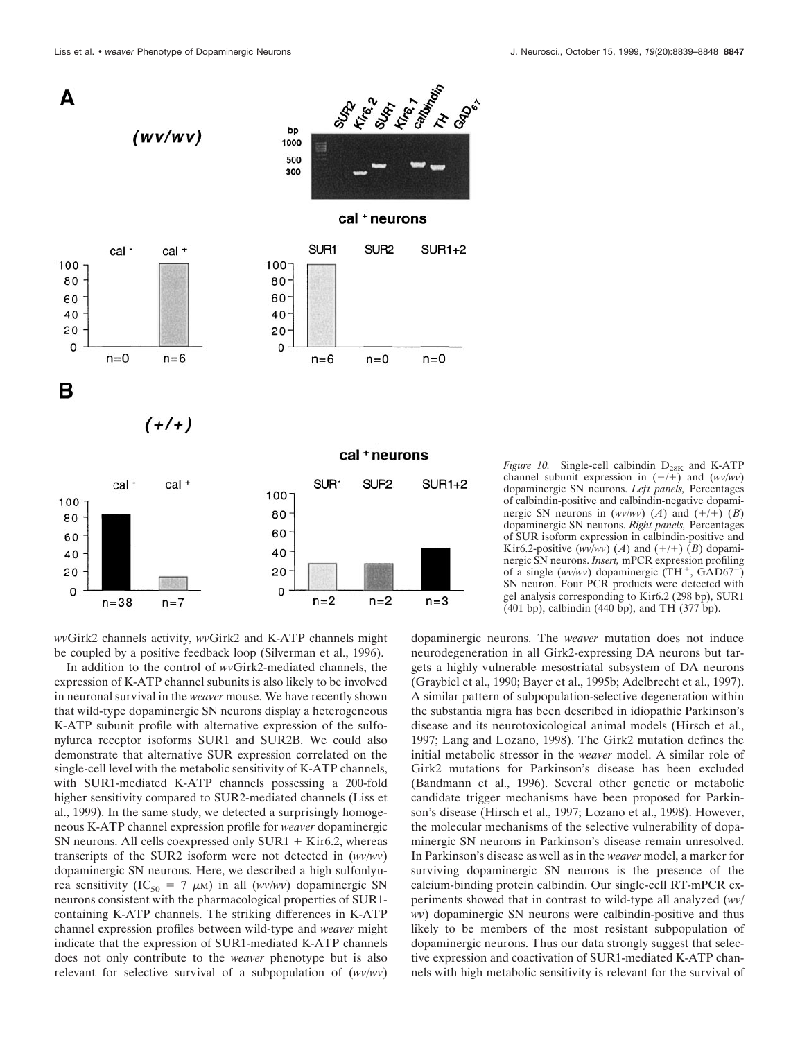*Figure 10.* Single-cell calbindin $D_{28K}$ and K-ATP channel subunit expression in (+/+) and (*wv/wv*) dopaminergic SN neurons. *Left panels,* Percentages of calbindin-positive and calbindin-negative dopaminergic SN neurons in (*wv/wv*) (*A*) and (+/+) (*B*) dopaminergic SN neurons. *Right panels,* Percentages of SUR isoform expression in calbindin-positive and Kir6.2-positive (*wv/wv*) (*A*) and (+/+) (*B*) dopaminergic SN neurons. *Insert,* mPCR expression profiling of a single (*wv/wv*) dopaminergic ($TH^+$, $GAD67^-$) SN neuron. Four PCR products were detected with gel analysis corresponding to Kir6.2 (298 bp), SUR1 (401 bp), calbindin (440 bp), and TH (377 bp).

*wv*Girk2 channels activity, *wv*Girk2 and K-ATP channels might be coupled by a positive feedback loop (Silverman et al., 1996).

In addition to the control of *wv*Girk2-mediated channels, the expression of K-ATP channel subunits is also likely to be involved in neuronal survival in the *weaver* mouse. We have recently shown that wild-type dopaminergic SN neurons display a heterogeneous K-ATP subunit profile with alternative expression of the sulfonylurea receptor isoforms SUR1 and SUR2B. We could also demonstrate that alternative SUR expression correlated on the single-cell level with the metabolic sensitivity of K-ATP channels, with SUR1-mediated K-ATP channels possessing a 200-fold higher sensitivity compared to SUR2-mediated channels (Liss et al., 1999). In the same study, we detected a surprisingly homogeneous K-ATP channel expression profile for *weaver* dopaminergic SN neurons. All cells coexpressed only SUR1 + Kir6.2, whereas transcripts of the SUR2 isoform were not detected in (*wv/wv*) dopaminergic SN neurons. Here, we described a high sulfonlyurea sensitivity ($IC_{50}$ = 7 μM) in all (*wv/wv*) dopaminergic SN neurons consistent with the pharmacological properties of SUR1-containing K-ATP channels. The striking differences in K-ATP channel expression profiles between wild-type and *weaver* might indicate that the expression of SUR1-mediated K-ATP channels does not only contribute to the *weaver* phenotype but is also relevant for selective survival of a subpopulation of (*wv/wv*) dopaminergic neurons. The *weaver* mutation does not induce neurodegeneration in all Girk2-expressing DA neurons but targets a highly vulnerable mesostriatal subsystem of DA neurons (Graybiel et al., 1990; Bayer et al., 1995b; Adelbrecht et al., 1997). A similar pattern of subpopulation-selective degeneration within the substantia nigra has been described in idiopathic Parkinson's disease and its neurotoxicological animal models (Hirsch et al., 1997; Lang and Lozano, 1998). The Girk2 mutation defines the initial metabolic stressor in the *weaver* model. A similar role of Girk2 mutations for Parkinson's disease has been excluded (Bandmann et al., 1996). Several other genetic or metabolic candidate trigger mechanisms have been proposed for Parkinson's disease (Hirsch et al., 1997; Lozano et al., 1998). However, the molecular mechanisms of the selective vulnerability of dopaminergic SN neurons in Parkinson's disease remain unresolved. In Parkinson's disease as well as in the *weaver* model, a marker for surviving dopaminergic SN neurons is the presence of the calcium-binding protein calbindin. Our single-cell RT-mPCR experiments showed that in contrast to wild-type all analyzed (*wv/wv*) dopaminergic SN neurons were calbindin-positive and thus likely to be members of the most resistant subpopulation of dopaminergic neurons. Thus our data strongly suggest that selective expression and coactivation of SUR1-mediated K-ATP channels with high metabolic sensitivity is relevant for the survival of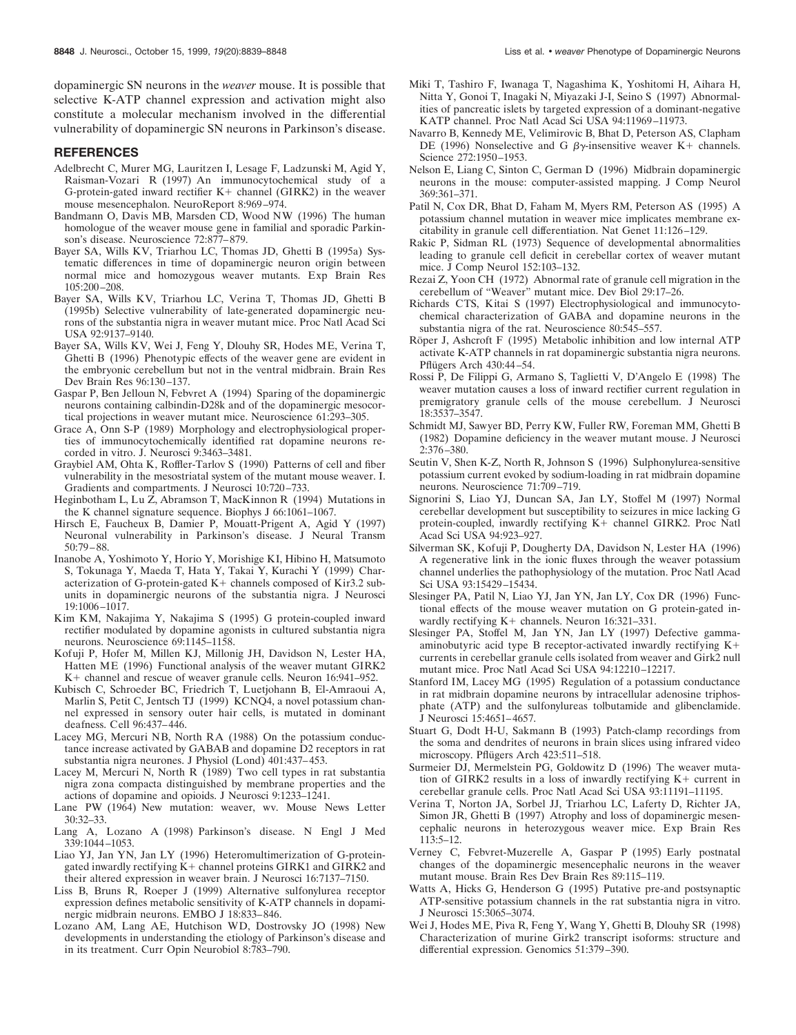dopaminergic SN neurons in the *weaver* mouse. It is possible that selective K-ATP channel expression and activation might also constitute a molecular mechanism involved in the differential vulnerability of dopaminergic SN neurons in Parkinson's disease.

## REFERENCES

Adelbrecht C, Murer MG, Lauritzen I, Lesage F, Ladzunski M, Agid Y, Raisman-Vozari R (1997) An immunocytochemical study of a G-protein-gated inward rectifier K+ channel (GIRK2) in the weaver mouse mesencephalon. NeuroReport 8:969–974.

Bandmann O, Davis MB, Marsden CD, Wood NW (1996) The human homologue of the weaver mouse gene in familial and sporadic Parkinson's disease. Neuroscience 72:877–879.

Bayer SA, Wills KV, Triarhou LC, Thomas JD, Ghetti B (1995a) Systematic differences in time of dopaminergic neuron origin between normal mice and homozygous weaver mutants. Exp Brain Res 105:200–208.

Bayer SA, Wills KV, Triarhou LC, Verina T, Thomas JD, Ghetti B (1995b) Selective vulnerability of late-generated dopaminergic neurons of the substantia nigra in weaver mutant mice. Proc Natl Acad Sci USA 92:9137–9140.

Bayer SA, Wills KV, Wei J, Feng Y, Dlouhy SR, Hodes ME, Verina T, Ghetti B (1996) Phenotypic effects of the weaver gene are evident in the embryonic cerebellum but not in the ventral midbrain. Brain Res Dev Brain Res 96:130–137.

Gaspar P, Ben Jelloun N, Febvret A (1994) Sparing of the dopaminergic neurons containing calbindin-D28k and of the dopaminergic mesocortical projections in weaver mutant mice. Neuroscience 61:293–305.

Grace A, Onn S-P (1989) Morphology and electrophysiological properties of immunocytochemically identified rat dopamine neurons recorded in vitro. J. Neurosci 9:3463–3481.

Graybiel AM, Ohta K, Roffler-Tarlov S (1990) Patterns of cell and fiber vulnerability in the mesostriatal system of the mutant mouse weaver. I. Gradients and compartments. J Neurosci 10:720–733.

Heginbotham L, Lu Z, Abramson T, MacKinnon R (1994) Mutations in the K channel signature sequence. Biophys J 66:1061–1067.

Hirsch E, Faucheux B, Damier P, Mouatt-Prigent A, Agid Y (1997) Neuronal vulnerability in Parkinson's disease. J Neural Transm 50:79–88.

Inanobe A, Yoshimoto Y, Horio Y, Morishige KI, Hibino H, Matsumoto S, Tokunaga Y, Maeda T, Hata Y, Takai Y, Kurachi Y (1999) Characterization of G-protein-gated K+ channels composed of Kir3.2 subunits in dopaminergic neurons of the substantia nigra. J Neurosci 19:1006–1017.

Kim KM, Nakajima Y, Nakajima S (1995) G protein-coupled inward rectifier modulated by dopamine agonists in cultured substantia nigra neurons. Neuroscience 69:1145–1158.

Kofuji P, Hofer M, Millen KJ, Millonig JH, Davidson N, Lester HA, Hatten ME (1996) Functional analysis of the weaver mutant GIRK2 K+ channel and rescue of weaver granule cells. Neuron 16:941–952.

Kubisch C, Schroeder BC, Friedrich T, Luetjohann B, El-Amraoui A, Marlin S, Petit C, Jentsch TJ (1999) KCNQ4, a novel potassium channel expressed in sensory outer hair cells, is mutated in dominant deafness. Cell 96:437–446.

Lacey MG, Mercuri NB, North RA (1988) On the potassium conductance increase activated by GABAB and dopamine D2 receptors in rat substantia nigra neurones. J Physiol (Lond) 401:437–453.

Lacey M, Mercuri N, North R (1989) Two cell types in rat substantia nigra zona compacta distinguished by membrane properties and the actions of dopamine and opioids. J Neurosci 9:1233–1241.

Lane PW (1964) New mutation: weaver, wv. Mouse News Letter 30:32–33.

Lang A, Lozano A (1998) Parkinson's disease. N Engl J Med 339:1044–1053.

Liao YJ, Jan YN, Jan LY (1996) Heteromultimerization of G-protein-gated inwardly rectifying K+ channel proteins GIRK1 and GIRK2 and their altered expression in weaver brain. J Neurosci 16:7137–7150.

Liss B, Bruns R, Roeper J (1999) Alternative sulfonylurea receptor expression defines metabolic sensitivity of K-ATP channels in dopaminergic midbrain neurons. EMBO J 18:833–846.

Lozano AM, Lang AE, Hutchison WD, Dostrovsky JO (1998) New developments in understanding the etiology of Parkinson's disease and in its treatment. Curr Opin Neurobiol 8:783–790.

Miki T, Tashiro F, Iwanaga T, Nagashima K, Yoshitomi H, Aihara H, Nitta Y, Gonoi T, Inagaki N, Miyazaki J-I, Seino S (1997) Abnormalities of pancreatic islets by targeted expression of a dominant-negative KATP channel. Proc Natl Acad Sci USA 94:11969–11973.

Navarro B, Kennedy ME, Velimirovic B, Bhat D, Peterson AS, Clapham DE (1996) Nonselective and G $\beta\gamma$-insensitive weaver K+ channels. Science 272:1950–1953.

Nelson E, Liang C, Sinton C, German D (1996) Midbrain dopaminergic neurons in the mouse: computer-assisted mapping. J Comp Neurol 369:361–371.

Patil N, Cox DR, Bhat D, Faham M, Myers RM, Peterson AS (1995) A potassium channel mutation in weaver mice implicates membrane excitability in granule cell differentiation. Nat Genet 11:126–129.

Rakic P, Sidman RL (1973) Sequence of developmental abnormalities leading to granule cell deficit in cerebellar cortex of weaver mutant mice. J Comp Neurol 152:103–132.

Rezai Z, Yoon CH (1972) Abnormal rate of granule cell migration in the cerebellum of "Weaver" mutant mice. Dev Biol 29:17–26.

Richards CTS, Kitai S (1997) Electrophysiological and immunocytochemical characterization of GABA and dopamine neurons in the substantia nigra of the rat. Neuroscience 80:545–557.

Röper J, Ashcroft F (1995) Metabolic inhibition and low internal ATP activate K-ATP channels in rat dopaminergic substantia nigra neurons. Pflügers Arch 430:44–54.

Rossi P, De Filippi G, Armano S, Taglietti V, D'Angelo E (1998) The weaver mutation causes a loss of inward rectifier current regulation in premigratory granule cells of the mouse cerebellum. J Neurosci 18:3537–3547.

Schmidt MJ, Sawyer BD, Perry KW, Fuller RW, Foreman MM, Ghetti B (1982) Dopamine deficiency in the weaver mutant mouse. J Neurosci 2:376–380.

Seutin V, Shen K-Z, North R, Johnson S (1996) Sulphonylurea-sensitive potassium current evoked by sodium-loading in rat midbrain dopamine neurons. Neuroscience 71:709–719.

Signorini S, Liao YJ, Duncan SA, Jan LY, Stoffel M (1997) Normal cerebellar development but susceptibility to seizures in mice lacking G protein-coupled, inwardly rectifying K+ channel GIRK2. Proc Natl Acad Sci USA 94:923–927.

Silverman SK, Kofuji P, Dougherty DA, Davidson N, Lester HA (1996) A regenerative link in the ionic fluxes through the weaver potassium channel underlies the pathophysiology of the mutation. Proc Natl Acad Sci USA 93:15429–15434.

Slesinger PA, Patil N, Liao YJ, Jan YN, Jan LY, Cox DR (1996) Functional effects of the mouse weaver mutation on G protein-gated inwardly rectifying K+ channels. Neuron 16:321–331.

Slesinger PA, Stoffel M, Jan YN, Jan LY (1997) Defective gamma-aminobutyric acid type B receptor-activated inwardly rectifying K+ currents in cerebellar granule cells isolated from weaver and Girk2 null mutant mice. Proc Natl Acad Sci USA 94:12210–12217.

Stanford IM, Lacey MG (1995) Regulation of a potassium conductance in rat midbrain dopamine neurons by intracellular adenosine triphosphate (ATP) and the sulfonylureas tolbutamide and glibenclamide. J Neurosci 15:4651–4657.

Stuart G, Dodt H-U, Sakmann B (1993) Patch-clamp recordings from the soma and dendrites of neurons in brain slices using infrared video microscopy. Pflügers Arch 423:511–518.

Surmeier DJ, Mermelstein PG, Goldowitz D (1996) The weaver mutation of GIRK2 results in a loss of inwardly rectifying K+ current in cerebellar granule cells. Proc Natl Acad Sci USA 93:11191–11195.

Verina T, Norton JA, Sorbel JJ, Triarhou LC, Laferty D, Richter JA, Simon JR, Ghetti B (1997) Atrophy and loss of dopaminergic mesencephalic neurons in heterozygous weaver mice. Exp Brain Res 113:5–12.

Verney C, Febvret-Muzerelle A, Gaspar P (1995) Early postnatal changes of the dopaminergic mesencephalic neurons in the weaver mutant mouse. Brain Res Dev Brain Res 89:115–119.

Watts A, Hicks G, Henderson G (1995) Putative pre-and postsynaptic ATP-sensitive potassium channels in the rat substantia nigra in vitro. J Neurosci 15:3065–3074.

Wei J, Hodes ME, Piva R, Feng Y, Wang Y, Ghetti B, Dlouhy SR (1998) Characterization of murine Girk2 transcript isoforms: structure and differential expression. Genomics 51:379–390.